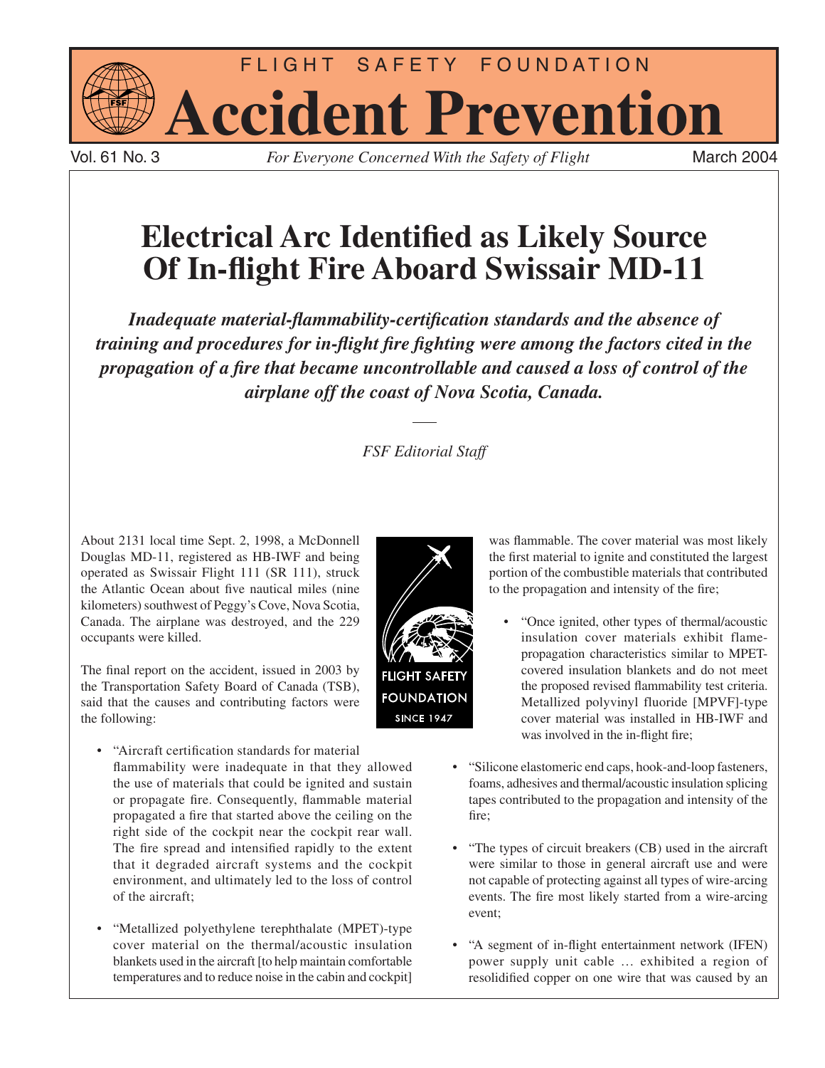FLIGHT SAFETY FOUNDATION

# Accident Prevention

Vol. 61 No. 3 — *For Everyone Concerned With the Safety of Flight* — March 2004

## Electrical Arc Identified as Likely Source Of In-flight Fire Aboard Swissair MD-11

***Inadequate material-flammability-certification standards and the absence of training and procedures for in-flight fire fighting were among the factors cited in the propagation of a fire that became uncontrollable and caused a loss of control of the airplane off the coast of Nova Scotia, Canada.***

*FSF Editorial Staff*

About 2131 local time Sept. 2, 1998, a McDonnell Douglas MD-11, registered as HB-IWF and being operated as Swissair Flight 111 (SR 111), struck the Atlantic Ocean about five nautical miles (nine kilometers) southwest of Peggy's Cove, Nova Scotia, Canada. The airplane was destroyed, and the 229 occupants were killed.

The final report on the accident, issued in 2003 by the Transportation Safety Board of Canada (TSB), said that the causes and contributing factors were the following:

- "Aircraft certification standards for material flammability were inadequate in that they allowed the use of materials that could be ignited and sustain or propagate fire. Consequently, flammable material propagated a fire that started above the ceiling on the right side of the cockpit near the cockpit rear wall. The fire spread and intensified rapidly to the extent that it degraded aircraft systems and the cockpit environment, and ultimately led to the loss of control of the aircraft;
- "Metallized polyethylene terephthalate (MPET)-type cover material on the thermal/acoustic insulation blankets used in the aircraft [to help maintain comfortable temperatures and to reduce noise in the cabin and cockpit] was flammable. The cover material was most likely the first material to ignite and constituted the largest portion of the combustible materials that contributed to the propagation and intensity of the fire;
  - "Once ignited, other types of thermal/acoustic insulation cover materials exhibit flame-propagation characteristics similar to MPET-covered insulation blankets and do not meet the proposed revised flammability test criteria. Metallized polyvinyl fluoride [MPVF]-type cover material was installed in HB-IWF and was involved in the in-flight fire;
- "Silicone elastomeric end caps, hook-and-loop fasteners, foams, adhesives and thermal/acoustic insulation splicing tapes contributed to the propagation and intensity of the fire;
- "The types of circuit breakers (CB) used in the aircraft were similar to those in general aircraft use and were not capable of protecting against all types of wire-arcing events. The fire most likely started from a wire-arcing event;
- "A segment of in-flight entertainment network (IFEN) power supply unit cable … exhibited a region of resolidified copper on one wire that was caused by an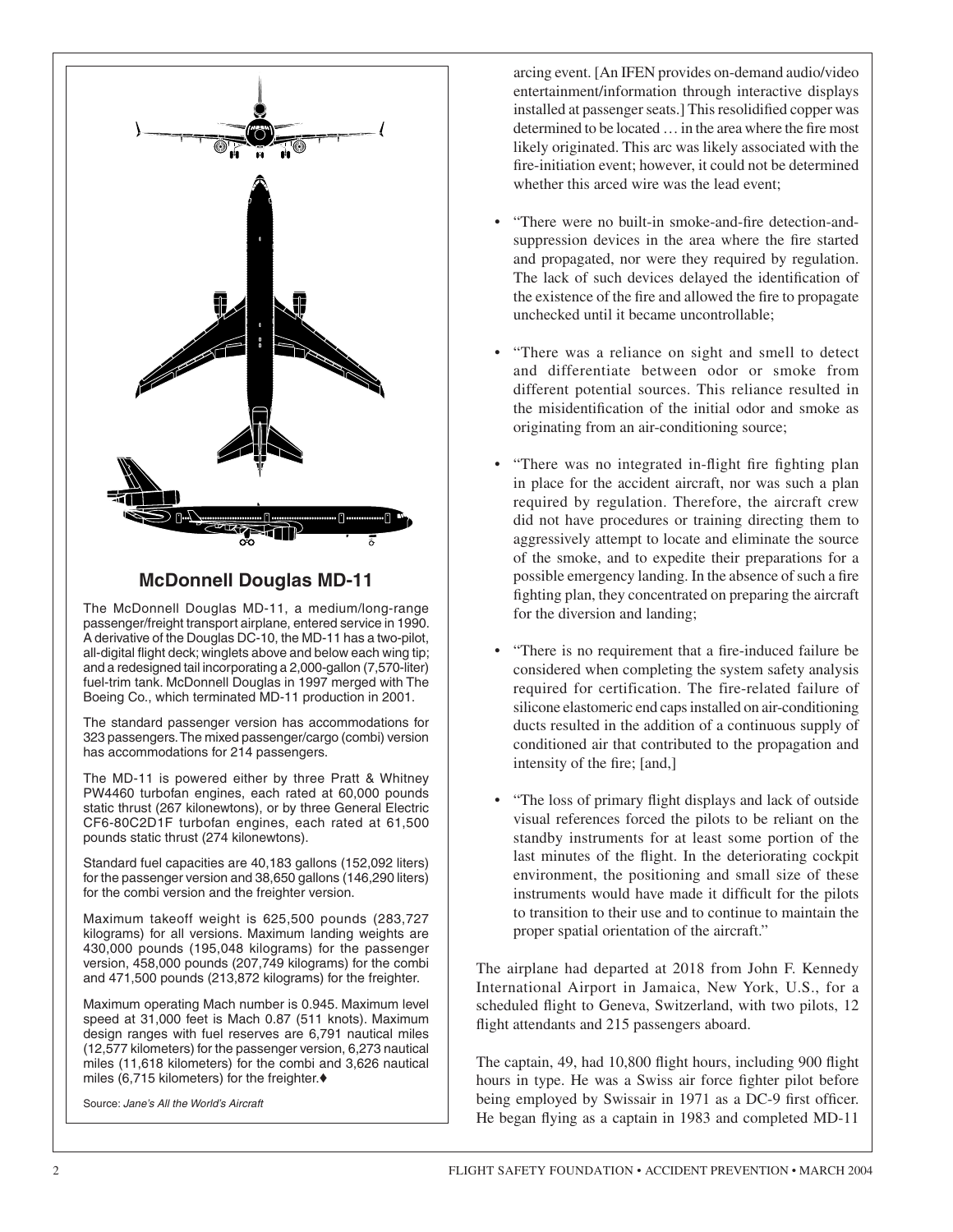## McDonnell Douglas MD-11

The McDonnell Douglas MD-11, a medium/long-range passenger/freight transport airplane, entered service in 1990. A derivative of the Douglas DC-10, the MD-11 has a two-pilot, all-digital flight deck; winglets above and below each wing tip; and a redesigned tail incorporating a 2,000-gallon (7,570-liter) fuel-trim tank. McDonnell Douglas in 1997 merged with The Boeing Co., which terminated MD-11 production in 2001.

The standard passenger version has accommodations for 323 passengers. The mixed passenger/cargo (combi) version has accommodations for 214 passengers.

The MD-11 is powered either by three Pratt & Whitney PW4460 turbofan engines, each rated at 60,000 pounds static thrust (267 kilonewtons), or by three General Electric CF6-80C2D1F turbofan engines, each rated at 61,500 pounds static thrust (274 kilonewtons).

Standard fuel capacities are 40,183 gallons (152,092 liters) for the passenger version and 38,650 gallons (146,290 liters) for the combi version and the freighter version.

Maximum takeoff weight is 625,500 pounds (283,727 kilograms) for all versions. Maximum landing weights are 430,000 pounds (195,048 kilograms) for the passenger version, 458,000 pounds (207,749 kilograms) for the combi and 471,500 pounds (213,872 kilograms) for the freighter.

Maximum operating Mach number is 0.945. Maximum level speed at 31,000 feet is Mach 0.87 (511 knots). Maximum design ranges with fuel reserves are 6,791 nautical miles (12,577 kilometers) for the passenger version, 6,273 nautical miles (11,618 kilometers) for the combi and 3,626 nautical miles (6,715 kilometers) for the freighter.♦

Source: *Jane's All the World's Aircraft*

arcing event. [An IFEN provides on-demand audio/video entertainment/information through interactive displays installed at passenger seats.] This resolidified copper was determined to be located … in the area where the fire most likely originated. This arc was likely associated with the fire-initiation event; however, it could not be determined whether this arced wire was the lead event;

- "There were no built-in smoke-and-fire detection-and-suppression devices in the area where the fire started and propagated, nor were they required by regulation. The lack of such devices delayed the identification of the existence of the fire and allowed the fire to propagate unchecked until it became uncontrollable;
- "There was a reliance on sight and smell to detect and differentiate between odor or smoke from different potential sources. This reliance resulted in the misidentification of the initial odor and smoke as originating from an air-conditioning source;
- "There was no integrated in-flight fire fighting plan in place for the accident aircraft, nor was such a plan required by regulation. Therefore, the aircraft crew did not have procedures or training directing them to aggressively attempt to locate and eliminate the source of the smoke, and to expedite their preparations for a possible emergency landing. In the absence of such a fire fighting plan, they concentrated on preparing the aircraft for the diversion and landing;
- "There is no requirement that a fire-induced failure be considered when completing the system safety analysis required for certification. The fire-related failure of silicone elastomeric end caps installed on air-conditioning ducts resulted in the addition of a continuous supply of conditioned air that contributed to the propagation and intensity of the fire; [and,]
- "The loss of primary flight displays and lack of outside visual references forced the pilots to be reliant on the standby instruments for at least some portion of the last minutes of the flight. In the deteriorating cockpit environment, the positioning and small size of these instruments would have made it difficult for the pilots to transition to their use and to continue to maintain the proper spatial orientation of the aircraft."

The airplane had departed at 2018 from John F. Kennedy International Airport in Jamaica, New York, U.S., for a scheduled flight to Geneva, Switzerland, with two pilots, 12 flight attendants and 215 passengers aboard.

The captain, 49, had 10,800 flight hours, including 900 flight hours in type. He was a Swiss air force fighter pilot before being employed by Swissair in 1971 as a DC-9 first officer. He began flying as a captain in 1983 and completed MD-11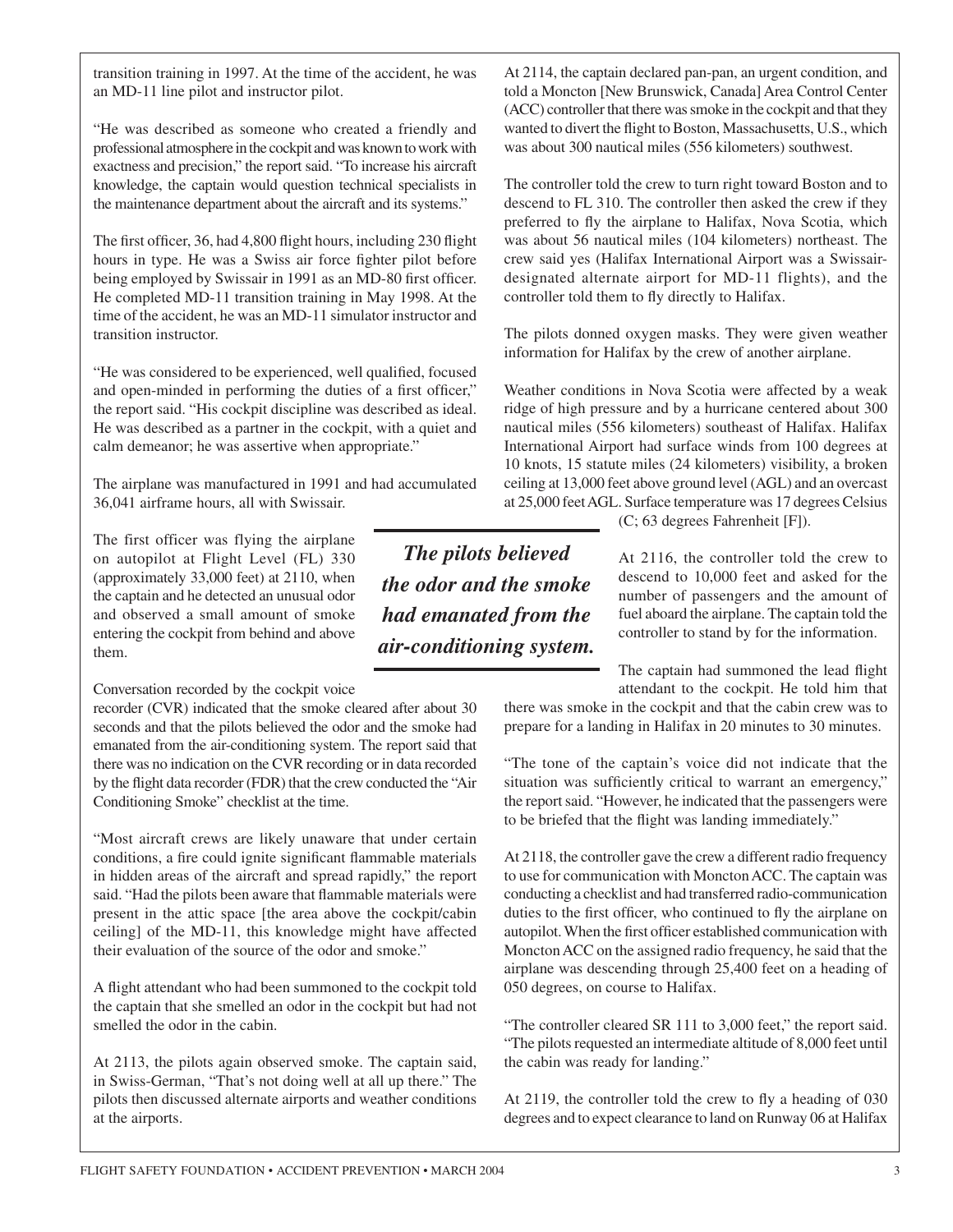transition training in 1997. At the time of the accident, he was an MD-11 line pilot and instructor pilot.

"He was described as someone who created a friendly and professional atmosphere in the cockpit and was known to work with exactness and precision," the report said. "To increase his aircraft knowledge, the captain would question technical specialists in the maintenance department about the aircraft and its systems."

The first officer, 36, had 4,800 flight hours, including 230 flight hours in type. He was a Swiss air force fighter pilot before being employed by Swissair in 1991 as an MD-80 first officer. He completed MD-11 transition training in May 1998. At the time of the accident, he was an MD-11 simulator instructor and transition instructor.

"He was considered to be experienced, well qualified, focused and open-minded in performing the duties of a first officer," the report said. "His cockpit discipline was described as ideal. He was described as a partner in the cockpit, with a quiet and calm demeanor; he was assertive when appropriate."

The airplane was manufactured in 1991 and had accumulated 36,041 airframe hours, all with Swissair.

The first officer was flying the airplane on autopilot at Flight Level (FL) 330 (approximately 33,000 feet) at 2110, when the captain and he detected an unusual odor and observed a small amount of smoke entering the cockpit from behind and above them.

Conversation recorded by the cockpit voice recorder (CVR) indicated that the smoke cleared after about 30 seconds and that the pilots believed the odor and the smoke had emanated from the air-conditioning system. The report said that there was no indication on the CVR recording or in data recorded by the flight data recorder (FDR) that the crew conducted the "Air Conditioning Smoke" checklist at the time.

***The pilots believed the odor and the smoke had emanated from the air-conditioning system.***

"Most aircraft crews are likely unaware that under certain conditions, a fire could ignite significant flammable materials in hidden areas of the aircraft and spread rapidly," the report said. "Had the pilots been aware that flammable materials were present in the attic space [the area above the cockpit/cabin ceiling] of the MD-11, this knowledge might have affected their evaluation of the source of the odor and smoke."

A flight attendant who had been summoned to the cockpit told the captain that she smelled an odor in the cockpit but had not smelled the odor in the cabin.

At 2113, the pilots again observed smoke. The captain said, in Swiss-German, "That's not doing well at all up there." The pilots then discussed alternate airports and weather conditions at the airports.

At 2114, the captain declared pan-pan, an urgent condition, and told a Moncton [New Brunswick, Canada] Area Control Center (ACC) controller that there was smoke in the cockpit and that they wanted to divert the flight to Boston, Massachusetts, U.S., which was about 300 nautical miles (556 kilometers) southwest.

The controller told the crew to turn right toward Boston and to descend to FL 310. The controller then asked the crew if they preferred to fly the airplane to Halifax, Nova Scotia, which was about 56 nautical miles (104 kilometers) northeast. The crew said yes (Halifax International Airport was a Swissair-designated alternate airport for MD-11 flights), and the controller told them to fly directly to Halifax.

The pilots donned oxygen masks. They were given weather information for Halifax by the crew of another airplane.

Weather conditions in Nova Scotia were affected by a weak ridge of high pressure and by a hurricane centered about 300 nautical miles (556 kilometers) southeast of Halifax. Halifax International Airport had surface winds from 100 degrees at 10 knots, 15 statute miles (24 kilometers) visibility, a broken ceiling at 13,000 feet above ground level (AGL) and an overcast at 25,000 feet AGL. Surface temperature was 17 degrees Celsius (C; 63 degrees Fahrenheit [F]).

At 2116, the controller told the crew to descend to 10,000 feet and asked for the number of passengers and the amount of fuel aboard the airplane. The captain told the controller to stand by for the information.

The captain had summoned the lead flight attendant to the cockpit. He told him that there was smoke in the cockpit and that the cabin crew was to prepare for a landing in Halifax in 20 minutes to 30 minutes.

"The tone of the captain's voice did not indicate that the situation was sufficiently critical to warrant an emergency," the report said. "However, he indicated that the passengers were to be briefed that the flight was landing immediately."

At 2118, the controller gave the crew a different radio frequency to use for communication with Moncton ACC. The captain was conducting a checklist and had transferred radio-communication duties to the first officer, who continued to fly the airplane on autopilot. When the first officer established communication with Moncton ACC on the assigned radio frequency, he said that the airplane was descending through 25,400 feet on a heading of 050 degrees, on course to Halifax.

"The controller cleared SR 111 to 3,000 feet," the report said. "The pilots requested an intermediate altitude of 8,000 feet until the cabin was ready for landing."

At 2119, the controller told the crew to fly a heading of 030 degrees and to expect clearance to land on Runway 06 at Halifax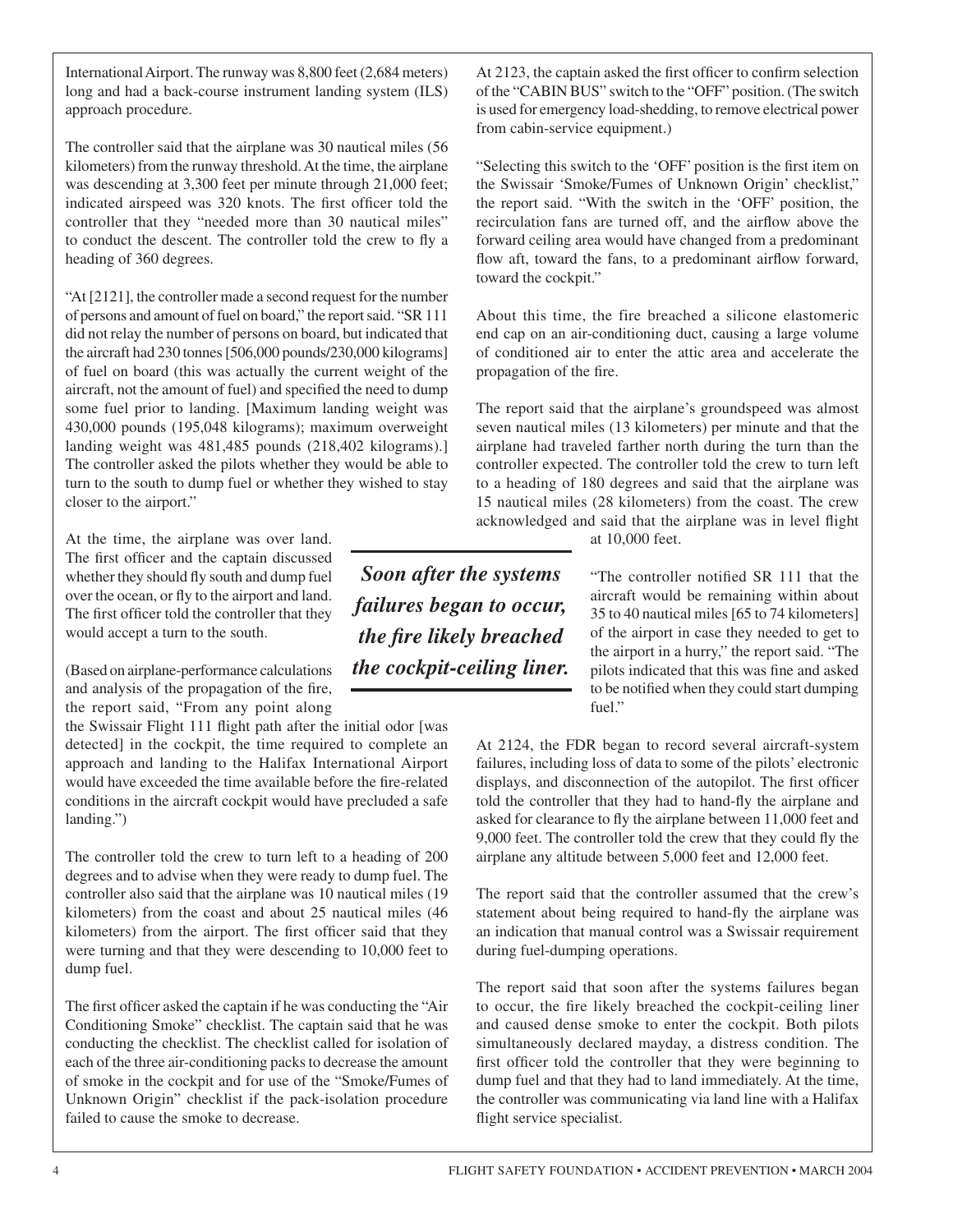International Airport. The runway was 8,800 feet (2,684 meters) long and had a back-course instrument landing system (ILS) approach procedure.

The controller said that the airplane was 30 nautical miles (56 kilometers) from the runway threshold. At the time, the airplane was descending at 3,300 feet per minute through 21,000 feet; indicated airspeed was 320 knots. The first officer told the controller that they "needed more than 30 nautical miles" to conduct the descent. The controller told the crew to fly a heading of 360 degrees.

"At [2121], the controller made a second request for the number of persons and amount of fuel on board," the report said. "SR 111 did not relay the number of persons on board, but indicated that the aircraft had 230 tonnes [506,000 pounds/230,000 kilograms] of fuel on board (this was actually the current weight of the aircraft, not the amount of fuel) and specified the need to dump some fuel prior to landing. [Maximum landing weight was 430,000 pounds (195,048 kilograms); maximum overweight landing weight was 481,485 pounds (218,402 kilograms).] The controller asked the pilots whether they would be able to turn to the south to dump fuel or whether they wished to stay closer to the airport."

At the time, the airplane was over land. The first officer and the captain discussed whether they should fly south and dump fuel over the ocean, or fly to the airport and land. The first officer told the controller that they would accept a turn to the south.

(Based on airplane-performance calculations and analysis of the propagation of the fire, the report said, "From any point along the Swissair Flight 111 flight path after the initial odor [was detected] in the cockpit, the time required to complete an approach and landing to the Halifax International Airport would have exceeded the time available before the fire-related conditions in the aircraft cockpit would have precluded a safe landing.")

The controller told the crew to turn left to a heading of 200 degrees and to advise when they were ready to dump fuel. The controller also said that the airplane was 10 nautical miles (19 kilometers) from the coast and about 25 nautical miles (46 kilometers) from the airport. The first officer said that they were turning and that they were descending to 10,000 feet to dump fuel.

The first officer asked the captain if he was conducting the "Air Conditioning Smoke" checklist. The captain said that he was conducting the checklist. The checklist called for isolation of each of the three air-conditioning packs to decrease the amount of smoke in the cockpit and for use of the "Smoke/Fumes of Unknown Origin" checklist if the pack-isolation procedure failed to cause the smoke to decrease.

At 2123, the captain asked the first officer to confirm selection of the "CABIN BUS" switch to the "OFF" position. (The switch is used for emergency load-shedding, to remove electrical power from cabin-service equipment.)

"Selecting this switch to the 'OFF' position is the first item on the Swissair 'Smoke/Fumes of Unknown Origin' checklist," the report said. "With the switch in the 'OFF' position, the recirculation fans are turned off, and the airflow above the forward ceiling area would have changed from a predominant flow aft, toward the fans, to a predominant airflow forward, toward the cockpit."

About this time, the fire breached a silicone elastomeric end cap on an air-conditioning duct, causing a large volume of conditioned air to enter the attic area and accelerate the propagation of the fire.

The report said that the airplane's groundspeed was almost seven nautical miles (13 kilometers) per minute and that the airplane had traveled farther north during the turn than the controller expected. The controller told the crew to turn left to a heading of 180 degrees and said that the airplane was 15 nautical miles (28 kilometers) from the coast. The crew acknowledged and said that the airplane was in level flight at 10,000 feet.

***Soon after the systems failures began to occur, the fire likely breached the cockpit-ceiling liner.***

"The controller notified SR 111 that the aircraft would be remaining within about 35 to 40 nautical miles [65 to 74 kilometers] of the airport in case they needed to get to the airport in a hurry," the report said. "The pilots indicated that this was fine and asked to be notified when they could start dumping fuel."

At 2124, the FDR began to record several aircraft-system failures, including loss of data to some of the pilots' electronic displays, and disconnection of the autopilot. The first officer told the controller that they had to hand-fly the airplane and asked for clearance to fly the airplane between 11,000 feet and 9,000 feet. The controller told the crew that they could fly the airplane any altitude between 5,000 feet and 12,000 feet.

The report said that the controller assumed that the crew's statement about being required to hand-fly the airplane was an indication that manual control was a Swissair requirement during fuel-dumping operations.

The report said that soon after the systems failures began to occur, the fire likely breached the cockpit-ceiling liner and caused dense smoke to enter the cockpit. Both pilots simultaneously declared mayday, a distress condition. The first officer told the controller that they were beginning to dump fuel and that they had to land immediately. At the time, the controller was communicating via land line with a Halifax flight service specialist.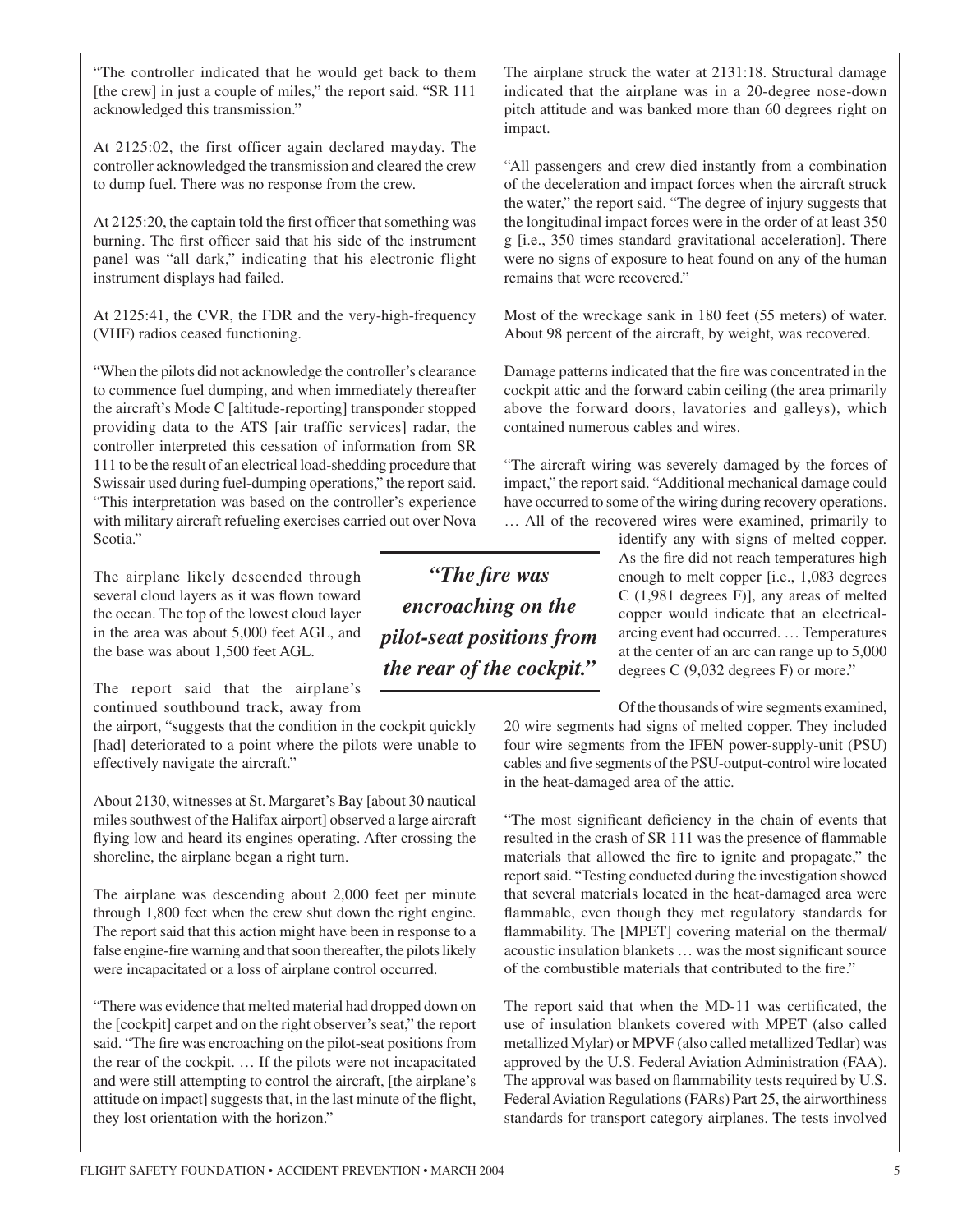"The controller indicated that he would get back to them [the crew] in just a couple of miles," the report said. "SR 111 acknowledged this transmission."

At 2125:02, the first officer again declared mayday. The controller acknowledged the transmission and cleared the crew to dump fuel. There was no response from the crew.

At 2125:20, the captain told the first officer that something was burning. The first officer said that his side of the instrument panel was "all dark," indicating that his electronic flight instrument displays had failed.

At 2125:41, the CVR, the FDR and the very-high-frequency (VHF) radios ceased functioning.

"When the pilots did not acknowledge the controller's clearance to commence fuel dumping, and when immediately thereafter the aircraft's Mode C [altitude-reporting] transponder stopped providing data to the ATS [air traffic services] radar, the controller interpreted this cessation of information from SR 111 to be the result of an electrical load-shedding procedure that Swissair used during fuel-dumping operations," the report said. "This interpretation was based on the controller's experience with military aircraft refueling exercises carried out over Nova Scotia."

The airplane likely descended through several cloud layers as it was flown toward the ocean. The top of the lowest cloud layer in the area was about 5,000 feet AGL, and the base was about 1,500 feet AGL.

The report said that the airplane's continued southbound track, away from the airport, "suggests that the condition in the cockpit quickly [had] deteriorated to a point where the pilots were unable to effectively navigate the aircraft."

About 2130, witnesses at St. Margaret's Bay [about 30 nautical miles southwest of the Halifax airport] observed a large aircraft flying low and heard its engines operating. After crossing the shoreline, the airplane began a right turn.

The airplane was descending about 2,000 feet per minute through 1,800 feet when the crew shut down the right engine. The report said that this action might have been in response to a false engine-fire warning and that soon thereafter, the pilots likely were incapacitated or a loss of airplane control occurred.

"There was evidence that melted material had dropped down on the [cockpit] carpet and on the right observer's seat," the report said. "The fire was encroaching on the pilot-seat positions from the rear of the cockpit. … If the pilots were not incapacitated and were still attempting to control the aircraft, [the airplane's attitude on impact] suggests that, in the last minute of the flight, they lost orientation with the horizon."

***"The fire was encroaching on the pilot-seat positions from the rear of the cockpit."***

The airplane struck the water at 2131:18. Structural damage indicated that the airplane was in a 20-degree nose-down pitch attitude and was banked more than 60 degrees right on impact.

"All passengers and crew died instantly from a combination of the deceleration and impact forces when the aircraft struck the water," the report said. "The degree of injury suggests that the longitudinal impact forces were in the order of at least 350 g [i.e., 350 times standard gravitational acceleration]. There were no signs of exposure to heat found on any of the human remains that were recovered."

Most of the wreckage sank in 180 feet (55 meters) of water. About 98 percent of the aircraft, by weight, was recovered.

Damage patterns indicated that the fire was concentrated in the cockpit attic and the forward cabin ceiling (the area primarily above the forward doors, lavatories and galleys), which contained numerous cables and wires.

"The aircraft wiring was severely damaged by the forces of impact," the report said. "Additional mechanical damage could have occurred to some of the wiring during recovery operations. … All of the recovered wires were examined, primarily to identify any with signs of melted copper. As the fire did not reach temperatures high enough to melt copper [i.e., 1,083 degrees C (1,981 degrees F)], any areas of melted copper would indicate that an electrical-arcing event had occurred. … Temperatures at the center of an arc can range up to 5,000 degrees C (9,032 degrees F) or more."

Of the thousands of wire segments examined, 20 wire segments had signs of melted copper. They included four wire segments from the IFEN power-supply-unit (PSU) cables and five segments of the PSU-output-control wire located in the heat-damaged area of the attic.

"The most significant deficiency in the chain of events that resulted in the crash of SR 111 was the presence of flammable materials that allowed the fire to ignite and propagate," the report said. "Testing conducted during the investigation showed that several materials located in the heat-damaged area were flammable, even though they met regulatory standards for flammability. The [MPET] covering material on the thermal/acoustic insulation blankets … was the most significant source of the combustible materials that contributed to the fire."

The report said that when the MD-11 was certificated, the use of insulation blankets covered with MPET (also called metallized Mylar) or MPVF (also called metallized Tedlar) was approved by the U.S. Federal Aviation Administration (FAA). The approval was based on flammability tests required by U.S. Federal Aviation Regulations (FARs) Part 25, the airworthiness standards for transport category airplanes. The tests involved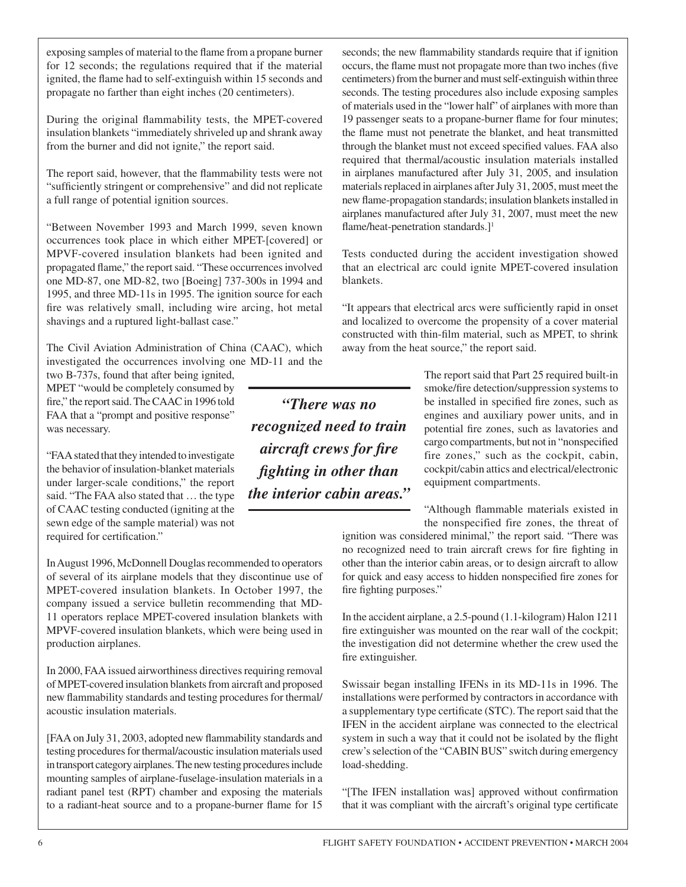exposing samples of material to the flame from a propane burner for 12 seconds; the regulations required that if the material ignited, the flame had to self-extinguish within 15 seconds and propagate no farther than eight inches (20 centimeters).

During the original flammability tests, the MPET-covered insulation blankets "immediately shriveled up and shrank away from the burner and did not ignite," the report said.

The report said, however, that the flammability tests were not "sufficiently stringent or comprehensive" and did not replicate a full range of potential ignition sources.

"Between November 1993 and March 1999, seven known occurrences took place in which either MPET-[covered] or MPVF-covered insulation blankets had been ignited and propagated flame," the report said. "These occurrences involved one MD-87, one MD-82, two [Boeing] 737-300s in 1994 and 1995, and three MD-11s in 1995. The ignition source for each fire was relatively small, including wire arcing, hot metal shavings and a ruptured light-ballast case."

The Civil Aviation Administration of China (CAAC), which investigated the occurrences involving one MD-11 and the two B-737s, found that after being ignited, MPET "would be completely consumed by fire," the report said. The CAAC in 1996 told FAA that a "prompt and positive response" was necessary.

"FAA stated that they intended to investigate the behavior of insulation-blanket materials under larger-scale conditions," the report said. "The FAA also stated that … the type of CAAC testing conducted (igniting at the sewn edge of the sample material) was not required for certification."

In August 1996, McDonnell Douglas recommended to operators of several of its airplane models that they discontinue use of MPET-covered insulation blankets. In October 1997, the company issued a service bulletin recommending that MD-11 operators replace MPET-covered insulation blankets with MPVF-covered insulation blankets, which were being used in production airplanes.

In 2000, FAA issued airworthiness directives requiring removal of MPET-covered insulation blankets from aircraft and proposed new flammability standards and testing procedures for thermal/acoustic insulation materials.

[FAA on July 31, 2003, adopted new flammability standards and testing procedures for thermal/acoustic insulation materials used in transport category airplanes. The new testing procedures include mounting samples of airplane-fuselage-insulation materials in a radiant panel test (RPT) chamber and exposing the materials to a radiant-heat source and to a propane-burner flame for 15 seconds; the new flammability standards require that if ignition occurs, the flame must not propagate more than two inches (five centimeters) from the burner and must self-extinguish within three seconds. The testing procedures also include exposing samples of materials used in the "lower half" of airplanes with more than 19 passenger seats to a propane-burner flame for four minutes; the flame must not penetrate the blanket, and heat transmitted through the blanket must not exceed specified values. FAA also required that thermal/acoustic insulation materials installed in airplanes manufactured after July 31, 2005, and insulation materials replaced in airplanes after July 31, 2005, must meet the new flame-propagation standards; insulation blankets installed in airplanes manufactured after July 31, 2007, must meet the new flame/heat-penetration standards.][1]

Tests conducted during the accident investigation showed that an electrical arc could ignite MPET-covered insulation blankets.

"It appears that electrical arcs were sufficiently rapid in onset and localized to overcome the propensity of a cover material constructed with thin-film material, such as MPET, to shrink away from the heat source," the report said.

The report said that Part 25 required built-in smoke/fire detection/suppression systems to be installed in specified fire zones, such as engines and auxiliary power units, and in potential fire zones, such as lavatories and cargo compartments, but not in "nonspecified fire zones," such as the cockpit, cabin, cockpit/cabin attics and electrical/electronic equipment compartments.

"Although flammable materials existed in the nonspecified fire zones, the threat of ignition was considered minimal," the report said. "There was no recognized need to train aircraft crews for fire fighting in other than the interior cabin areas, or to design aircraft to allow for quick and easy access to hidden nonspecified fire zones for fire fighting purposes."

In the accident airplane, a 2.5-pound (1.1-kilogram) Halon 1211 fire extinguisher was mounted on the rear wall of the cockpit; the investigation did not determine whether the crew used the fire extinguisher.

Swissair began installing IFENs in its MD-11s in 1996. The installations were performed by contractors in accordance with a supplementary type certificate (STC). The report said that the IFEN in the accident airplane was connected to the electrical system in such a way that it could not be isolated by the flight crew's selection of the "CABIN BUS" switch during emergency load-shedding.

"[The IFEN installation was] approved without confirmation that it was compliant with the aircraft's original type certificate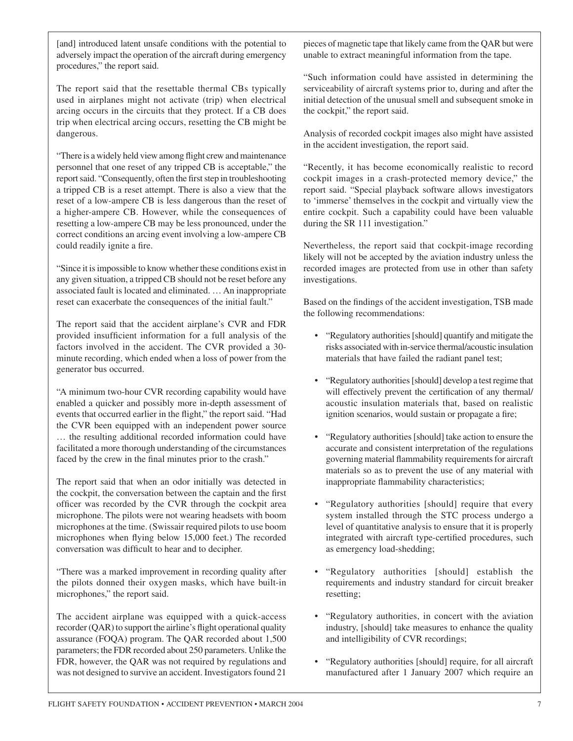[and] introduced latent unsafe conditions with the potential to adversely impact the operation of the aircraft during emergency procedures," the report said.

The report said that the resettable thermal CBs typically used in airplanes might not activate (trip) when electrical arcing occurs in the circuits that they protect. If a CB does trip when electrical arcing occurs, resetting the CB might be dangerous.

"There is a widely held view among flight crew and maintenance personnel that one reset of any tripped CB is acceptable," the report said. "Consequently, often the first step in troubleshooting a tripped CB is a reset attempt. There is also a view that the reset of a low-ampere CB is less dangerous than the reset of a higher-ampere CB. However, while the consequences of resetting a low-ampere CB may be less pronounced, under the correct conditions an arcing event involving a low-ampere CB could readily ignite a fire.

"Since it is impossible to know whether these conditions exist in any given situation, a tripped CB should not be reset before any associated fault is located and eliminated. … An inappropriate reset can exacerbate the consequences of the initial fault."

The report said that the accident airplane's CVR and FDR provided insufficient information for a full analysis of the factors involved in the accident. The CVR provided a 30-minute recording, which ended when a loss of power from the generator bus occurred.

"A minimum two-hour CVR recording capability would have enabled a quicker and possibly more in-depth assessment of events that occurred earlier in the flight," the report said. "Had the CVR been equipped with an independent power source … the resulting additional recorded information could have facilitated a more thorough understanding of the circumstances faced by the crew in the final minutes prior to the crash."

The report said that when an odor initially was detected in the cockpit, the conversation between the captain and the first officer was recorded by the CVR through the cockpit area microphone. The pilots were not wearing headsets with boom microphones at the time. (Swissair required pilots to use boom microphones when flying below 15,000 feet.) The recorded conversation was difficult to hear and to decipher.

"There was a marked improvement in recording quality after the pilots donned their oxygen masks, which have built-in microphones," the report said.

The accident airplane was equipped with a quick-access recorder (QAR) to support the airline's flight operational quality assurance (FOQA) program. The QAR recorded about 1,500 parameters; the FDR recorded about 250 parameters. Unlike the FDR, however, the QAR was not required by regulations and was not designed to survive an accident. Investigators found 21 pieces of magnetic tape that likely came from the QAR but were unable to extract meaningful information from the tape.

"Such information could have assisted in determining the serviceability of aircraft systems prior to, during and after the initial detection of the unusual smell and subsequent smoke in the cockpit," the report said.

Analysis of recorded cockpit images also might have assisted in the accident investigation, the report said.

"Recently, it has become economically realistic to record cockpit images in a crash-protected memory device," the report said. "Special playback software allows investigators to 'immerse' themselves in the cockpit and virtually view the entire cockpit. Such a capability could have been valuable during the SR 111 investigation."

Nevertheless, the report said that cockpit-image recording likely will not be accepted by the aviation industry unless the recorded images are protected from use in other than safety investigations.

Based on the findings of the accident investigation, TSB made the following recommendations:

- "Regulatory authorities [should] quantify and mitigate the risks associated with in-service thermal/acoustic insulation materials that have failed the radiant panel test;
- "Regulatory authorities [should] develop a test regime that will effectively prevent the certification of any thermal/acoustic insulation materials that, based on realistic ignition scenarios, would sustain or propagate a fire;
- "Regulatory authorities [should] take action to ensure the accurate and consistent interpretation of the regulations governing material flammability requirements for aircraft materials so as to prevent the use of any material with inappropriate flammability characteristics;
- "Regulatory authorities [should] require that every system installed through the STC process undergo a level of quantitative analysis to ensure that it is properly integrated with aircraft type-certified procedures, such as emergency load-shedding;
- "Regulatory authorities [should] establish the requirements and industry standard for circuit breaker resetting;
- "Regulatory authorities, in concert with the aviation industry, [should] take measures to enhance the quality and intelligibility of CVR recordings;
- "Regulatory authorities [should] require, for all aircraft manufactured after 1 January 2007 which require an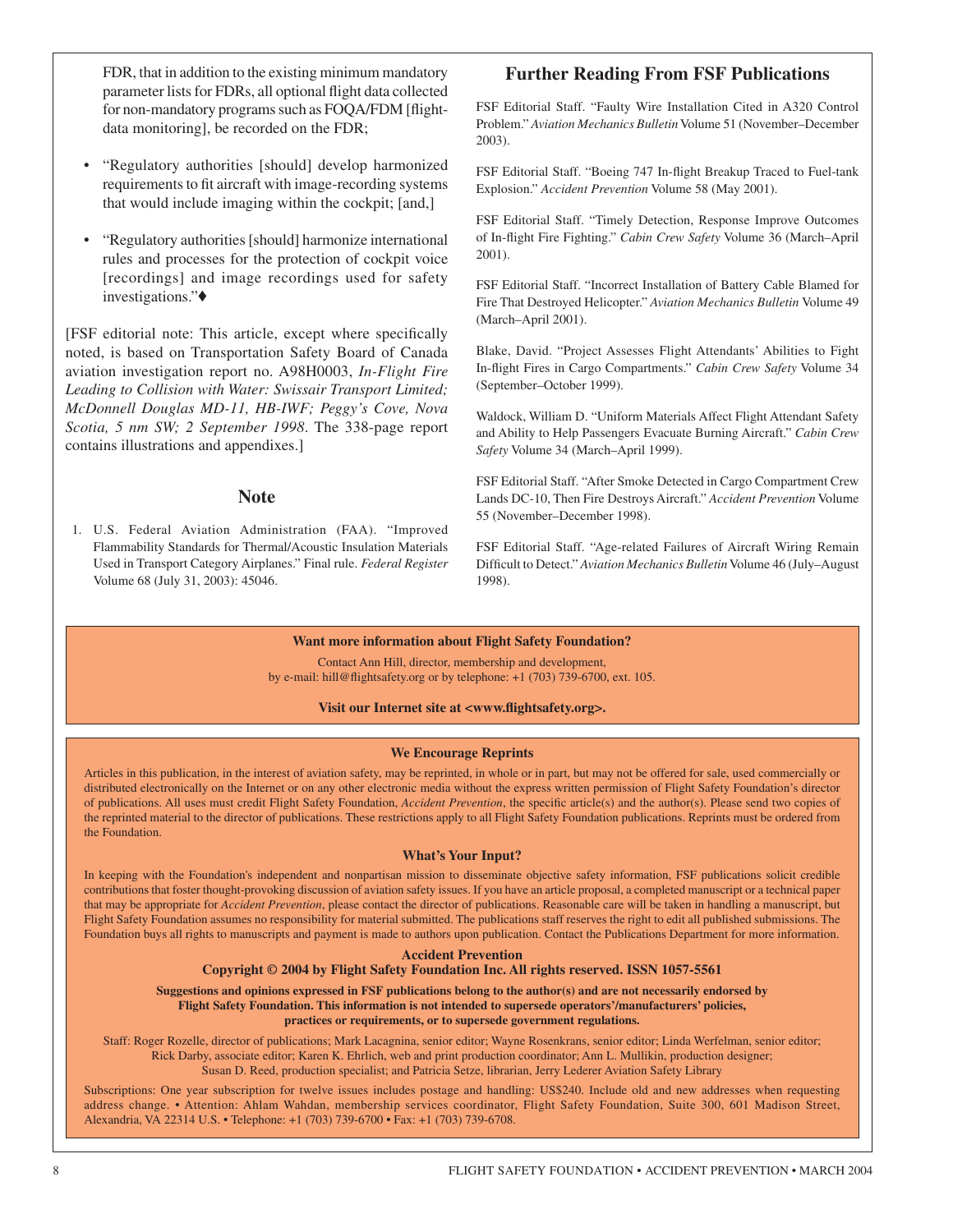FDR, that in addition to the existing minimum mandatory parameter lists for FDRs, all optional flight data collected for non-mandatory programs such as FOQA/FDM [flight-data monitoring], be recorded on the FDR;

- "Regulatory authorities [should] develop harmonized requirements to fit aircraft with image-recording systems that would include imaging within the cockpit; [and,]
- "Regulatory authorities [should] harmonize international rules and processes for the protection of cockpit voice [recordings] and image recordings used for safety investigations."♦

[FSF editorial note: This article, except where specifically noted, is based on Transportation Safety Board of Canada aviation investigation report no. A98H0003, *In-Flight Fire Leading to Collision with Water: Swissair Transport Limited; McDonnell Douglas MD-11, HB-IWF; Peggy's Cove, Nova Scotia, 5 nm SW; 2 September 1998*. The 338-page report contains illustrations and appendixes.]

## Note

1. U.S. Federal Aviation Administration (FAA). "Improved Flammability Standards for Thermal/Acoustic Insulation Materials Used in Transport Category Airplanes." Final rule. *Federal Register* Volume 68 (July 31, 2003): 45046.

## Further Reading From FSF Publications

FSF Editorial Staff. "Faulty Wire Installation Cited in A320 Control Problem." *Aviation Mechanics Bulletin* Volume 51 (November–December 2003).

FSF Editorial Staff. "Boeing 747 In-flight Breakup Traced to Fuel-tank Explosion." *Accident Prevention* Volume 58 (May 2001).

FSF Editorial Staff. "Timely Detection, Response Improve Outcomes of In-flight Fire Fighting." *Cabin Crew Safety* Volume 36 (March–April 2001).

FSF Editorial Staff. "Incorrect Installation of Battery Cable Blamed for Fire That Destroyed Helicopter." *Aviation Mechanics Bulletin* Volume 49 (March–April 2001).

Blake, David. "Project Assesses Flight Attendants' Abilities to Fight In-flight Fires in Cargo Compartments." *Cabin Crew Safety* Volume 34 (September–October 1999).

Waldock, William D. "Uniform Materials Affect Flight Attendant Safety and Ability to Help Passengers Evacuate Burning Aircraft." *Cabin Crew Safety* Volume 34 (March–April 1999).

FSF Editorial Staff. "After Smoke Detected in Cargo Compartment Crew Lands DC-10, Then Fire Destroys Aircraft." *Accident Prevention* Volume 55 (November–December 1998).

FSF Editorial Staff. "Age-related Failures of Aircraft Wiring Remain Difficult to Detect." *Aviation Mechanics Bulletin* Volume 46 (July–August 1998).

**Want more information about Flight Safety Foundation?**

Contact Ann Hill, director, membership and development, by e-mail: hill@flightsafety.org or by telephone: +1 (703) 739-6700, ext. 105.

**Visit our Internet site at <www.flightsafety.org>.**

**We Encourage Reprints**

Articles in this publication, in the interest of aviation safety, may be reprinted, in whole or in part, but may not be offered for sale, used commercially or distributed electronically on the Internet or on any other electronic media without the express written permission of Flight Safety Foundation's director of publications. All uses must credit Flight Safety Foundation, *Accident Prevention*, the specific article(s) and the author(s). Please send two copies of the reprinted material to the director of publications. These restrictions apply to all Flight Safety Foundation publications. Reprints must be ordered from the Foundation.

**What's Your Input?**

In keeping with the Foundation's independent and nonpartisan mission to disseminate objective safety information, FSF publications solicit credible contributions that foster thought-provoking discussion of aviation safety issues. If you have an article proposal, a completed manuscript or a technical paper that may be appropriate for *Accident Prevention*, please contact the director of publications. Reasonable care will be taken in handling a manuscript, but Flight Safety Foundation assumes no responsibility for material submitted. The publications staff reserves the right to edit all published submissions. The Foundation buys all rights to manuscripts and payment is made to authors upon publication. Contact the Publications Department for more information.

**Accident Prevention**
**Copyright © 2004 by Flight Safety Foundation Inc. All rights reserved. ISSN 1057-5561**

**Suggestions and opinions expressed in FSF publications belong to the author(s) and are not necessarily endorsed by Flight Safety Foundation. This information is not intended to supersede operators'/manufacturers' policies, practices or requirements, or to supersede government regulations.**

Staff: Roger Rozelle, director of publications; Mark Lacagnina, senior editor; Wayne Rosenkrans, senior editor; Linda Werfelman, senior editor; Rick Darby, associate editor; Karen K. Ehrlich, web and print production coordinator; Ann L. Mullikin, production designer; Susan D. Reed, production specialist; and Patricia Setze, librarian, Jerry Lederer Aviation Safety Library

Subscriptions: One year subscription for twelve issues includes postage and handling: US$240. Include old and new addresses when requesting address change. • Attention: Ahlam Wahdan, membership services coordinator, Flight Safety Foundation, Suite 300, 601 Madison Street, Alexandria, VA 22314 U.S. • Telephone: +1 (703) 739-6700 • Fax: +1 (703) 739-6708.